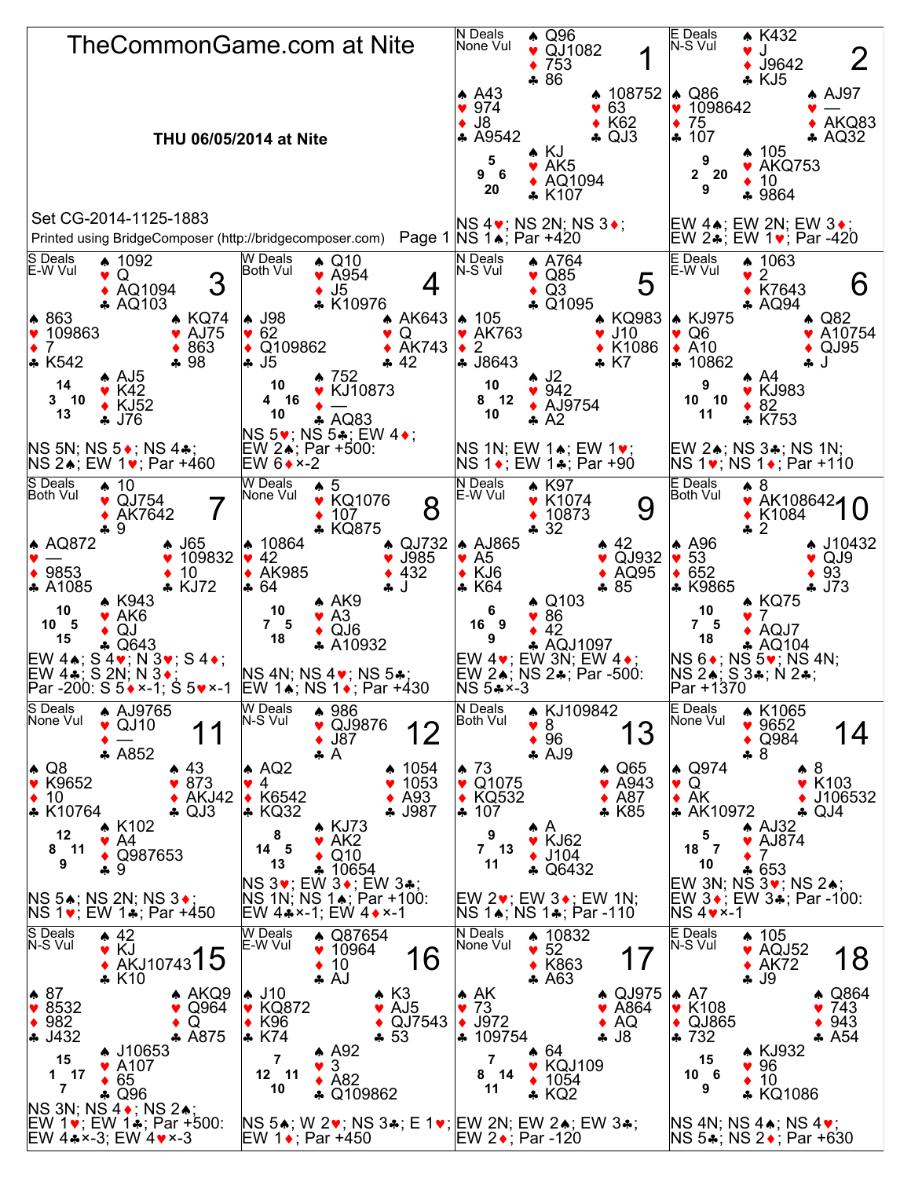# TheCommonGame.com at Nite

**THU 06/05/2014 at Nite**

Set CG-2014-1125-1883

Printed using BridgeComposer (http://bridgecomposer.com)

---

## Board 1
N Deals, None Vul

North: ♠ Q96 ♥ QJ1082 ♦ 753 ♣ 86

West: ♠ A43 ♥ 974 ♦ J8 ♣ A9542

East: ♠ 108752 ♥ 63 ♦ K62 ♣ QJ3

South: ♠ KJ ♥ AK5 ♦ AQ1094 ♣ K107

HCP: N 5, W 9, E 6, S 20

NS 4♥; NS 2N; NS 3♦; NS 1♠; Par +420

## Board 2
E Deals, N-S Vul

North: ♠ K432 ♥ J ♦ J9642 ♣ KJ5

West: ♠ Q86 ♥ 1098642 ♦ 75 ♣ 107

East: ♠ AJ97 ♥ — ♦ AKQ83 ♣ AQ32

South: ♠ 105 ♥ AKQ753 ♦ 10 ♣ 9864

HCP: N 9, W 2, E 20, S 9

EW 4♠; EW 2N; EW 3♦; EW 2♣; EW 1♥; Par -420

## Board 3
S Deals, E-W Vul

North: ♠ 1092 ♥ Q ♦ AQ1094 ♣ AQ103

West: ♠ 863 ♥ 109863 ♦ 7 ♣ K542

East: ♠ KQ74 ♥ AJ75 ♦ 863 ♣ 98

South: ♠ AJ5 ♥ K42 ♦ KJ52 ♣ J76

HCP: N 14, W 3, E 10, S 13

NS 5N; NS 5♦; NS 4♣; NS 2♠; EW 1♥; Par +460

## Board 4
W Deals, Both Vul

North: ♠ Q10 ♥ A954 ♦ J5 ♣ K10976

West: ♠ J98 ♥ 62 ♦ Q109862 ♣ J5

East: ♠ AK643 ♥ Q ♦ AK743 ♣ 42

South: ♠ 752 ♥ KJ10873 ♦ — ♣ AQ83

HCP: N 10, W 4, E 16, S 10

NS 5♥; NS 5♣; EW 4♦; EW 2♠; Par +500: EW 6♦×-2

## Board 5
N Deals, N-S Vul

North: ♠ A764 ♥ Q85 ♦ Q3 ♣ Q1095

West: ♠ 105 ♥ AK763 ♦ 2 ♣ J8643

East: ♠ KQ983 ♥ J10 ♦ K1086 ♣ K7

South: ♠ J2 ♥ 942 ♦ AJ9754 ♣ A2

HCP: N 10, W 8, E 12, S 10

NS 1N; EW 1♠; EW 1♥; NS 1♦; EW 1♣; Par +90

## Board 6
E Deals, E-W Vul

North: ♠ 1063 ♥ 2 ♦ K7643 ♣ AQ94

West: ♠ KJ975 ♥ Q6 ♦ A10 ♣ 10862

East: ♠ Q82 ♥ A10754 ♦ QJ95 ♣ J

South: ♠ A4 ♥ KJ983 ♦ 82 ♣ K753

HCP: N 9, W 10, E 10, S 11

EW 2♠; NS 3♣; NS 1N; NS 1♥; NS 1♦; Par +110

## Board 7
S Deals, Both Vul

North: ♠ 10 ♥ QJ754 ♦ AK7642 ♣ 9

West: ♠ AQ872 ♥ — ♦ 9853 ♣ A1085

East: ♠ J65 ♥ 109832 ♦ 10 ♣ KJ72

South: ♠ K943 ♥ AK6 ♦ QJ ♣ Q643

HCP: N 10, W 10, E 5, S 15

EW 4♠; S 4♥; N 3♥; S 4♦; EW 4♣; S 2N; N 3♦; Par -200: S 5♦×-1; S 5♥×-1

## Board 8
W Deals, None Vul

North: ♠ 5 ♥ KQ1076 ♦ 107 ♣ KQ875

West: ♠ 10864 ♥ 42 ♦ AK985 ♣ 64

East: ♠ QJ732 ♥ J985 ♦ 432 ♣ J

South: ♠ AK9 ♥ A3 ♦ QJ6 ♣ A10932

HCP: N 10, W 7, E 5, S 18

NS 4N; NS 4♥; NS 5♣; EW 1♠; NS 1♦; Par +430

## Board 9
N Deals, E-W Vul

North: ♠ K97 ♥ K1074 ♦ 10873 ♣ 32

West: ♠ AJ865 ♥ A5 ♦ KJ6 ♣ K64

East: ♠ 42 ♥ QJ932 ♦ AQ95 ♣ 85

South: ♠ Q103 ♥ 86 ♦ 42 ♣ AQJ1097

HCP: N 6, W 16, E 9, S 9

EW 4♥; EW 3N; EW 4♦; EW 2♠; NS 2♣; Par -500: NS 5♣×-3

## Board 10
E Deals, Both Vul

North: ♠ 8 ♥ AK108642 ♦ K1084 ♣ 2

West: ♠ A96 ♥ 53 ♦ 652 ♣ K9865

East: ♠ J10432 ♥ QJ9 ♦ 93 ♣ J73

South: ♠ KQ75 ♥ 7 ♦ AQJ7 ♣ AQ104

HCP: N 10, W 7, E 5, S 18

NS 6♦; NS 5♥; NS 4N; NS 2♠; S 3♣; N 2♣; Par +1370

## Board 11
S Deals, None Vul

North: ♠ AJ9765 ♥ QJ10 ♦ — ♣ A852

West: ♠ Q8 ♥ K9652 ♦ 10 ♣ K10764

East: ♠ 43 ♥ 873 ♦ AKJ42 ♣ QJ3

South: ♠ K102 ♥ A4 ♦ Q987653 ♣ 9

HCP: N 12, W 8, E 11, S 9

NS 5♠; NS 2N; NS 3♦; NS 1♥; EW 1♣; Par +450

## Board 12
W Deals, N-S Vul

North: ♠ 986 ♥ QJ9876 ♦ J87 ♣ A

West: ♠ AQ2 ♥ 4 ♦ K6542 ♣ KQ32

East: ♠ 1054 ♥ 1053 ♦ A93 ♣ J987

South: ♠ KJ73 ♥ AK2 ♦ Q10 ♣ 10654

HCP: N 8, W 14, E 5, S 13

NS 3♥; EW 3♦; EW 3♣; NS 1N; NS 1♠; Par +100: EW 4♣×-1; EW 4♦×-1

## Board 13
N Deals, Both Vul

North: ♠ KJ109842 ♥ 8 ♦ 96 ♣ AJ9

West: ♠ 73 ♥ Q1075 ♦ KQ532 ♣ 107

East: ♠ Q65 ♥ A943 ♦ A87 ♣ K85

South: ♠ A ♥ KJ62 ♦ J104 ♣ Q6432

HCP: N 9, W 7, E 13, S 11

EW 2♥; EW 3♦; EW 1N; NS 1♠; NS 1♣; Par -110

## Board 14
E Deals, None Vul

North: ♠ K1065 ♥ 9652 ♦ Q984 ♣ 8

West: ♠ Q974 ♥ Q ♦ AK ♣ AK10972

East: ♠ 8 ♥ K103 ♦ J106532 ♣ QJ4

South: ♠ AJ32 ♥ AJ874 ♦ 7 ♣ 653

HCP: N 5, W 18, E 7, S 10

EW 3N; NS 3♥; NS 2♠; EW 3♦; EW 3♣; Par -100: NS 4♥×-1

## Board 15
S Deals, N-S Vul

North: ♠ 42 ♥ KJ ♦ AKJ10743 ♣ K10

West: ♠ 87 ♥ 8532 ♦ 982 ♣ J432

East: ♠ AKQ9 ♥ Q964 ♦ Q ♣ A875

South: ♠ J10653 ♥ A107 ♦ 65 ♣ Q96

HCP: N 15, W 1, E 17, S 7

NS 3N; NS 4♦; NS 2♠; EW 1♥; EW 1♣; Par +500: EW 4♣×-3; EW 4♥×-3

## Board 16
W Deals, E-W Vul

North: ♠ Q87654 ♥ 10964 ♦ 10 ♣ AJ

West: ♠ J10 ♥ KQ872 ♦ K96 ♣ K74

East: ♠ K3 ♥ AJ5 ♦ QJ7543 ♣ 53

South: ♠ A92 ♥ 3 ♦ A82 ♣ Q109862

HCP: N 7, W 12, E 11, S 10

NS 5♠; W 2♥; NS 3♣; E 1♥; EW 1♦; Par +450

## Board 17
N Deals, None Vul

North: ♠ 10832 ♥ 52 ♦ K863 ♣ A63

West: ♠ AK ♥ 73 ♦ J972 ♣ 109754

East: ♠ QJ975 ♥ A864 ♦ AQ ♣ J8

South: ♠ 64 ♥ KQJ109 ♦ 1054 ♣ KQ2

HCP: N 7, W 8, E 14, S 11

EW 2N; EW 2♠; EW 3♣; EW 2♦; Par -120

## Board 18
E Deals, N-S Vul

North: ♠ 105 ♥ AQJ52 ♦ AK72 ♣ J9

West: ♠ A7 ♥ K108 ♦ QJ865 ♣ 732

East: ♠ Q864 ♥ 743 ♦ 943 ♣ A54

South: ♠ KJ932 ♥ 96 ♦ 10 ♣ KQ1086

HCP: N 15, W 10, E 6, S 9

NS 4N; NS 4♠; NS 4♥; NS 5♣; NS 2♦; Par +630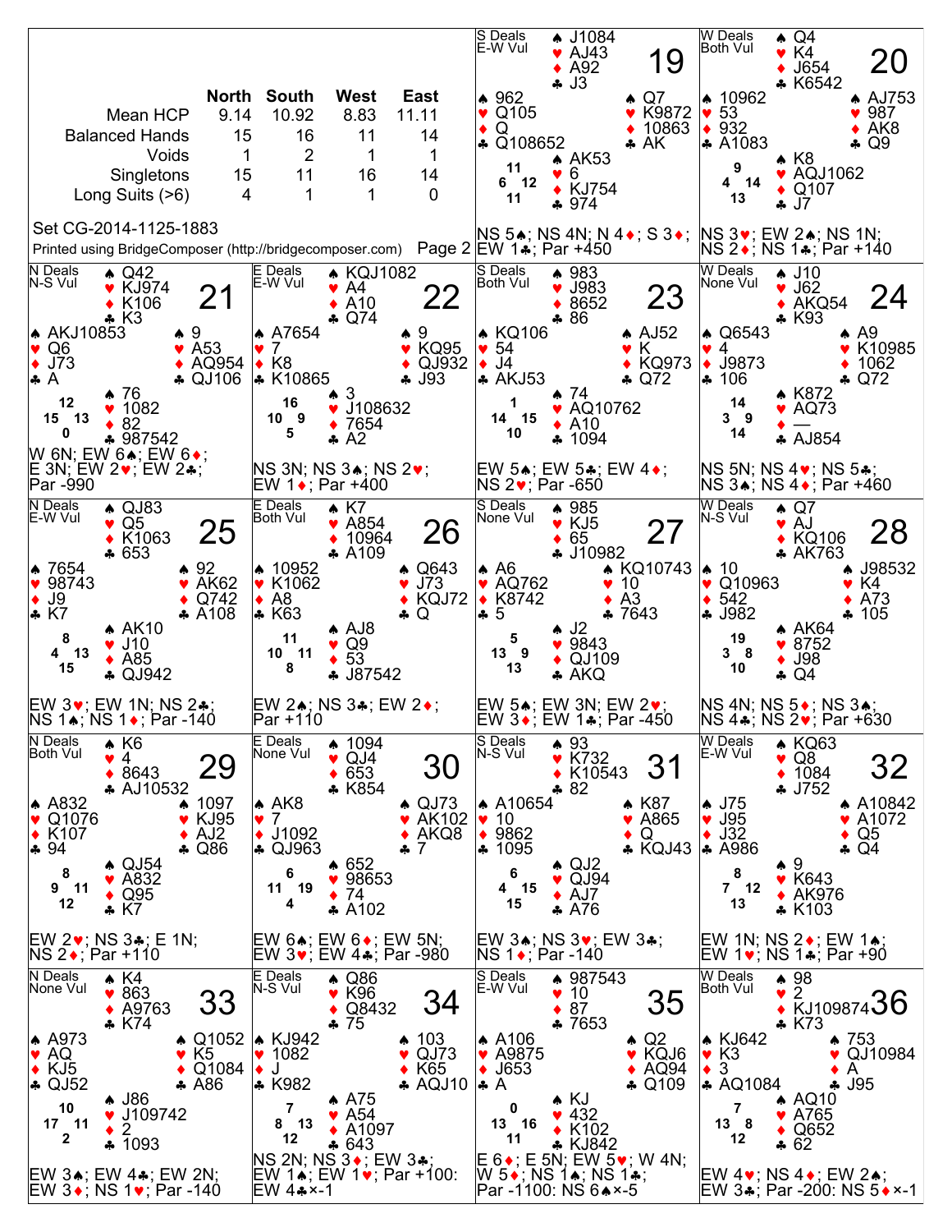| | North | South | West | East |
|---|---|---|---|---|
| Mean HCP | 9.14 | 10.92 | 8.83 | 11.11 |
| Balanced Hands | 15 | 16 | 11 | 14 |
| Voids | 1 | 2 | 1 | 1 |
| Singletons | 15 | 11 | 16 | 14 |
| Long Suits (>6) | 4 | 1 | 1 | 0 |

Set CG-2014-1125-1883

Printed using BridgeComposer (http://bridgecomposer.com)

## Board 19

S Deals, E-W Vul

North: ♠ J1084 ♥ AJ43 ♦ A92 ♣ J3

West: ♠ 962 ♥ Q105 ♦ Q ♣ Q108652

East: ♠ Q7 ♥ K9872 ♦ 10863 ♣ AK

South: ♠ AK53 ♥ 6 ♦ KJ754 ♣ 974

HCP: N 11, W 6, E 12, S 11

NS 5♠; NS 4N; N 4♦; S 3♦; EW 1♣; Par +450

## Board 20

W Deals, Both Vul

North: ♠ Q4 ♥ K4 ♦ J654 ♣ K6542

West: ♠ 10962 ♥ 53 ♦ 932 ♣ A1083

East: ♠ AJ753 ♥ 987 ♦ AK8 ♣ Q9

South: ♠ K8 ♥ AQJ1062 ♦ Q107 ♣ J7

HCP: N 9, W 4, E 14, S 13

NS 3♥; EW 2♠; NS 1N; NS 2♦; NS 1♣; Par +140

## Board 21

N Deals, N-S Vul

North: ♠ Q42 ♥ KJ974 ♦ K106 ♣ K3

West: ♠ AKJ10853 ♥ Q6 ♦ J73 ♣ A

East: ♠ 9 ♥ A53 ♦ AQ954 ♣ QJ106

South: ♠ 76 ♥ 1082 ♦ 82 ♣ 987542

HCP: N 12, W 15, E 13, S 0

W 6N; EW 6♠; EW 6♦; E 3N; EW 2♥; EW 2♣; Par -990

## Board 22

E Deals, E-W Vul

North: ♠ KQJ1082 ♥ A4 ♦ A10 ♣ Q74

West: ♠ A7654 ♥ 7 ♦ K8 ♣ K10865

East: ♠ 9 ♥ KQ95 ♦ QJ932 ♣ J93

South: ♠ 3 ♥ J108632 ♦ 7654 ♣ A2

HCP: N 16, W 10, E 9, S 5

NS 3N; NS 3♠; NS 2♥; EW 1♦; Par +400

## Board 23

S Deals, Both Vul

North: ♠ 983 ♥ J983 ♦ 8652 ♣ 86

West: ♠ KQ106 ♥ 54 ♦ J4 ♣ AKJ53

East: ♠ AJ52 ♥ K ♦ KQ973 ♣ Q72

South: ♠ 74 ♥ AQ10762 ♦ A10 ♣ 1094

HCP: N 1, W 14, E 15, S 10

EW 5♠; EW 5♣; EW 4♦; NS 2♥; Par -650

## Board 24

W Deals, None Vul

North: ♠ J10 ♥ J62 ♦ AKQ54 ♣ K93

West: ♠ Q6543 ♥ 4 ♦ J9873 ♣ 106

East: ♠ A9 ♥ K10985 ♦ 1062 ♣ Q72

South: ♠ K872 ♥ AQ73 ♦ — ♣ AJ854

HCP: N 14, W 3, E 9, S 14

NS 5N; NS 4♥; NS 5♣; NS 3♠; NS 4♦; Par +460

## Board 25

N Deals, E-W Vul

North: ♠ QJ83 ♥ Q5 ♦ K1063 ♣ 653

West: ♠ 7654 ♥ 98743 ♦ J9 ♣ K7

East: ♠ 92 ♥ AK62 ♦ Q742 ♣ A108

South: ♠ AK10 ♥ J10 ♦ A85 ♣ QJ942

HCP: N 8, W 4, E 13, S 15

EW 3♥; EW 1N; NS 2♣; NS 1♠; NS 1♦; Par -140

## Board 26

E Deals, Both Vul

North: ♠ K7 ♥ A854 ♦ 10964 ♣ A109

West: ♠ 10952 ♥ K1062 ♦ A8 ♣ K63

East: ♠ Q643 ♥ J73 ♦ KQJ72 ♣ Q

South: ♠ AJ8 ♥ Q9 ♦ 53 ♣ J87542

HCP: N 11, W 10, E 11, S 8

EW 2♠; NS 3♣; EW 2♦; Par +110

## Board 27

S Deals, None Vul

North: ♠ 985 ♥ KJ5 ♦ 65 ♣ J10982

West: ♠ A6 ♥ AQ762 ♦ K8742 ♣ 5

East: ♠ KQ10743 ♥ 10 ♦ A3 ♣ 7643

South: ♠ J2 ♥ 9843 ♦ QJ109 ♣ AKQ

HCP: N 5, W 13, E 9, S 13

EW 5♠; EW 3N; EW 2♥; EW 3♦; EW 1♣; Par -450

## Board 28

W Deals, N-S Vul

North: ♠ Q7 ♥ AJ ♦ KQ106 ♣ AK763

West: ♠ 10 ♥ Q10963 ♦ 542 ♣ J982

East: ♠ J98532 ♥ K4 ♦ A73 ♣ 105

South: ♠ AK64 ♥ 8752 ♦ J98 ♣ Q4

HCP: N 19, W 3, E 8, S 10

NS 4N; NS 5♦; NS 3♠; NS 4♣; NS 2♥; Par +630

## Board 29

N Deals, Both Vul

North: ♠ K6 ♥ 4 ♦ 8643 ♣ AJ10532

West: ♠ A832 ♥ Q1076 ♦ K107 ♣ 94

East: ♠ 1097 ♥ KJ95 ♦ AJ2 ♣ Q86

South: ♠ QJ54 ♥ A832 ♦ Q95 ♣ K7

HCP: N 8, W 9, E 11, S 12

EW 2♥; NS 3♣; E 1N; NS 2♦; Par +110

## Board 30

E Deals, None Vul

North: ♠ 1094 ♥ QJ4 ♦ 653 ♣ K854

West: ♠ AK8 ♥ 7 ♦ J1092 ♣ QJ963

East: ♠ QJ73 ♥ AK102 ♦ AKQ8 ♣ 7

South: ♠ 652 ♥ 98653 ♦ 74 ♣ A102

HCP: N 6, W 11, E 19, S 4

EW 6♠; EW 6♦; EW 5N; EW 3♥; EW 4♣; Par -980

## Board 31

S Deals, N-S Vul

North: ♠ 93 ♥ K732 ♦ K10543 ♣ 82

West: ♠ A10654 ♥ 10 ♦ 9862 ♣ 1095

East: ♠ K87 ♥ A865 ♦ Q ♣ KQJ43

South: ♠ QJ2 ♥ QJ94 ♦ AJ7 ♣ A76

HCP: N 6, W 4, E 15, S 15

EW 3♠; NS 3♥; EW 3♣; NS 1♦; Par -140

## Board 32

W Deals, E-W Vul

North: ♠ KQ63 ♥ Q8 ♦ 1084 ♣ J752

West: ♠ J75 ♥ J95 ♦ J32 ♣ A986

East: ♠ A10842 ♥ A1072 ♦ Q5 ♣ Q4

South: ♠ 9 ♥ K643 ♦ AK976 ♣ K103

HCP: N 8, W 7, E 12, S 13

EW 1N; NS 2♦; EW 1♠; EW 1♥; NS 1♣; Par +90

## Board 33

N Deals, None Vul

North: ♠ K4 ♥ 863 ♦ A9763 ♣ K74

West: ♠ A973 ♥ AQ ♦ KJ5 ♣ QJ52

East: ♠ Q1052 ♥ K5 ♦ Q1084 ♣ A86

South: ♠ J86 ♥ J109742 ♦ 2 ♣ 1093

HCP: N 10, W 17, E 11, S 2

EW 3♠; EW 4♣; EW 2N; EW 3♦; NS 1♥; Par -140

## Board 34

E Deals, N-S Vul

North: ♠ Q86 ♥ K96 ♦ Q8432 ♣ 75

West: ♠ KJ942 ♥ 1082 ♦ J ♣ K982

East: ♠ 103 ♥ QJ73 ♦ K65 ♣ AQJ10

South: ♠ A75 ♥ A54 ♦ A1097 ♣ 643

HCP: N 7, W 8, E 13, S 12

NS 2N; NS 3♦; EW 3♣; EW 1♠; EW 1♥; Par +100: EW 4♣×-1

## Board 35

S Deals, E-W Vul

North: ♠ 987543 ♥ 10 ♦ 87 ♣ 7653

West: ♠ A106 ♥ A9875 ♦ J653 ♣ A

East: ♠ Q2 ♥ KQJ6 ♦ AQ94 ♣ Q109

South: ♠ KJ ♥ 432 ♦ K102 ♣ KJ842

HCP: N 0, W 13, E 16, S 11

E 6♦; E 5N; EW 5♥; W 4N; W 5♦; NS 1♠; NS 1♣; Par -1100: NS 6♠×-5

## Board 36

W Deals, Both Vul

North: ♠ 98 ♥ 2 ♦ KJ109874 ♣ K73

West: ♠ KJ642 ♥ K3 ♦ 3 ♣ AQ1084

East: ♠ 753 ♥ QJ10984 ♦ A ♣ J95

South: ♠ AQ10 ♥ A765 ♦ Q652 ♣ 62

HCP: N 7, W 13, E 8, S 12

EW 4♥; NS 4♦; EW 2♠; EW 3♣; Par -200: NS 5♦×-1